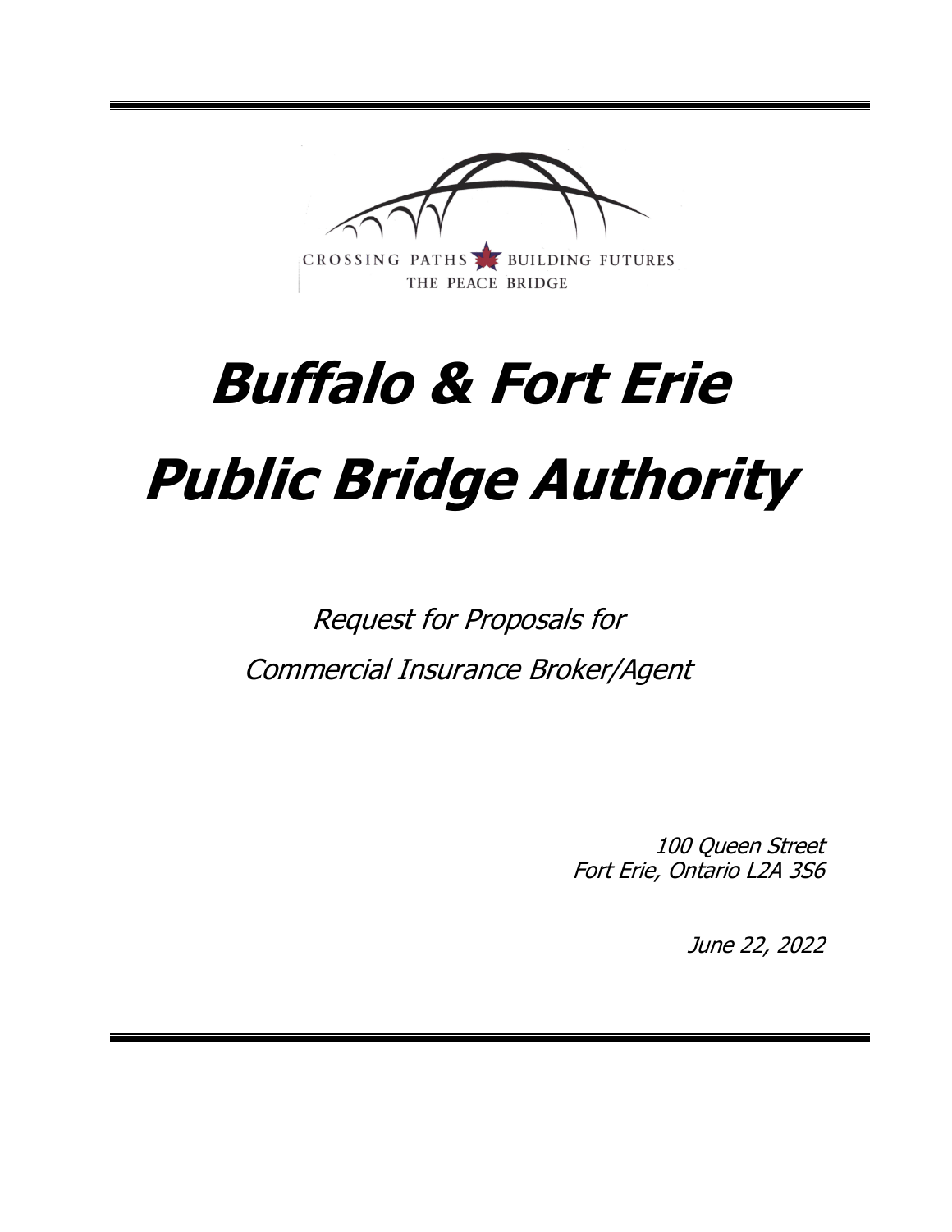CROSSING PATHS BUILDING FUTURES
THE PEACE BRIDGE

# Buffalo & Fort Erie Public Bridge Authority

*Request for Proposals for*

*Commercial Insurance Broker/Agent*

*100 Queen Street*
*Fort Erie, Ontario L2A 3S6*

*June 22, 2022*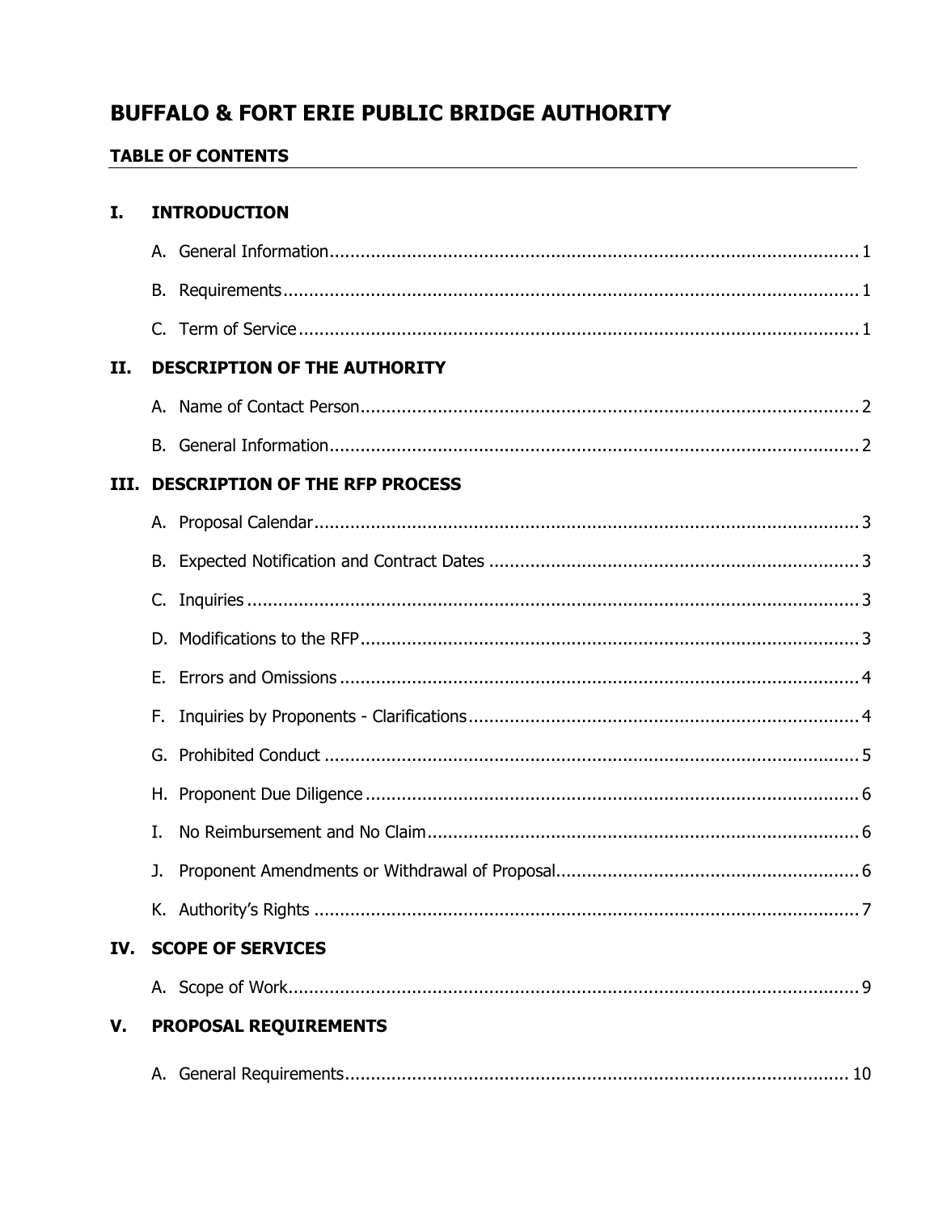# BUFFALO & FORT ERIE PUBLIC BRIDGE AUTHORITY

## TABLE OF CONTENTS

**I. INTRODUCTION**

A. General Information....................1

B. Requirements....................1

C. Term of Service....................1

**II. DESCRIPTION OF THE AUTHORITY**

A. Name of Contact Person....................2

B. General Information....................2

**III. DESCRIPTION OF THE RFP PROCESS**

A. Proposal Calendar....................3

B. Expected Notification and Contract Dates....................3

C. Inquiries....................3

D. Modifications to the RFP....................3

E. Errors and Omissions....................4

F. Inquiries by Proponents - Clarifications....................4

G. Prohibited Conduct....................5

H. Proponent Due Diligence....................6

I. No Reimbursement and No Claim....................6

J. Proponent Amendments or Withdrawal of Proposal....................6

K. Authority's Rights....................7

**IV. SCOPE OF SERVICES**

A. Scope of Work....................9

**V. PROPOSAL REQUIREMENTS**

A. General Requirements....................10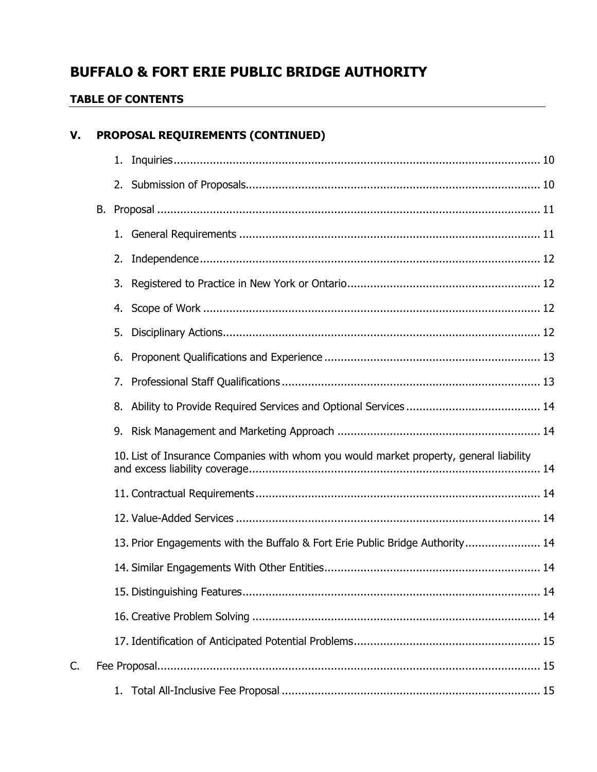# BUFFALO & FORT ERIE PUBLIC BRIDGE AUTHORITY

## TABLE OF CONTENTS

### V. PROPOSAL REQUIREMENTS (CONTINUED)

1. Inquiries ........................................ 10
2. Submission of Proposals ........................................ 10

B. Proposal ........................................ 11

1. General Requirements ........................................ 11
2. Independence ........................................ 12
3. Registered to Practice in New York or Ontario ........................................ 12
4. Scope of Work ........................................ 12
5. Disciplinary Actions ........................................ 12
6. Proponent Qualifications and Experience ........................................ 13
7. Professional Staff Qualifications ........................................ 13
8. Ability to Provide Required Services and Optional Services ........................................ 14
9. Risk Management and Marketing Approach ........................................ 14
10. List of Insurance Companies with whom you would market property, general liability and excess liability coverage ........................................ 14
11. Contractual Requirements ........................................ 14
12. Value-Added Services ........................................ 14
13. Prior Engagements with the Buffalo & Fort Erie Public Bridge Authority ........................................ 14
14. Similar Engagements With Other Entities ........................................ 14
15. Distinguishing Features ........................................ 14
16. Creative Problem Solving ........................................ 14
17. Identification of Anticipated Potential Problems ........................................ 15

C. Fee Proposal ........................................ 15

1. Total All-Inclusive Fee Proposal ........................................ 15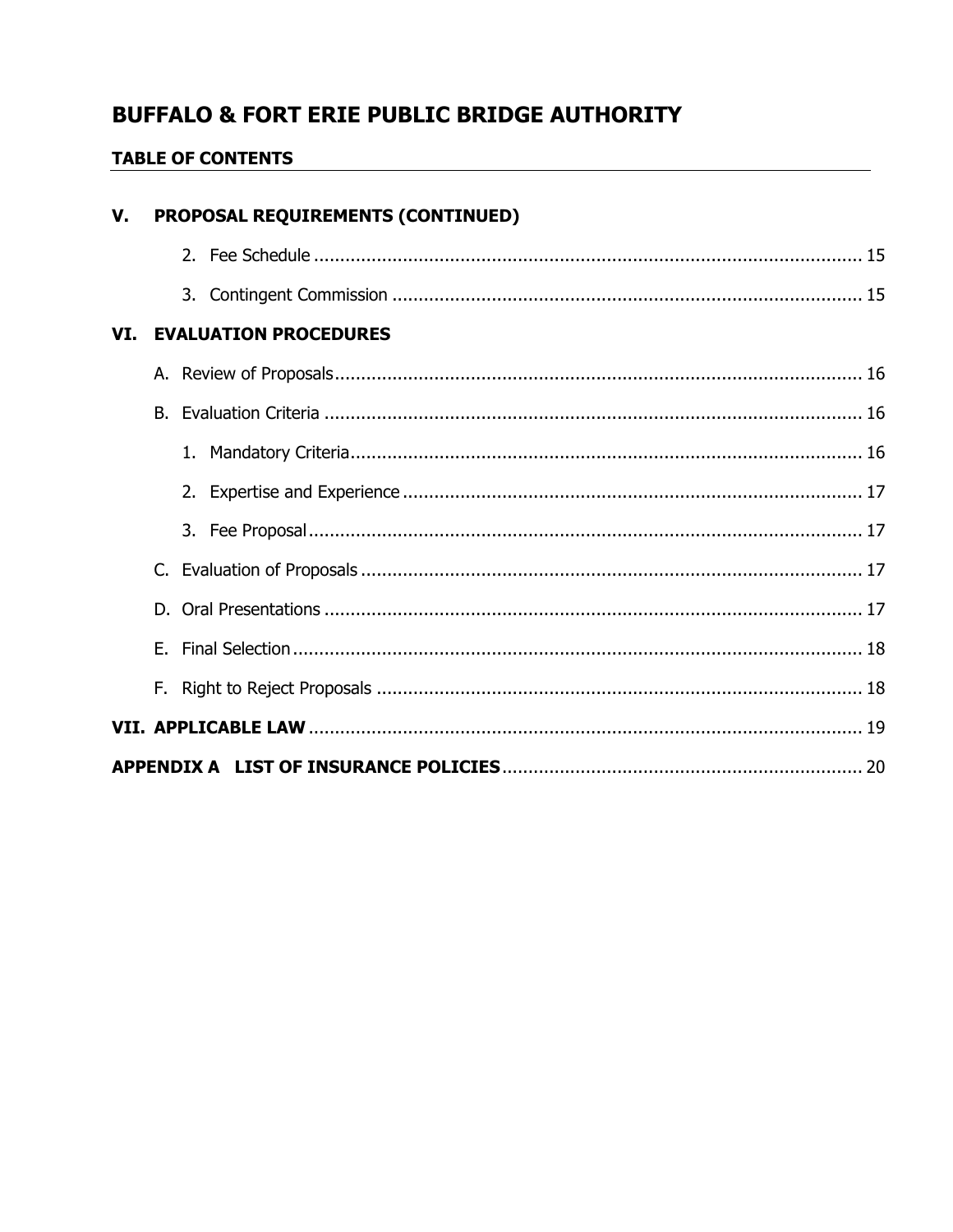# BUFFALO & FORT ERIE PUBLIC BRIDGE AUTHORITY

## TABLE OF CONTENTS

**V. PROPOSAL REQUIREMENTS (CONTINUED)**

- 2. Fee Schedule ........................................................ 15
- 3. Contingent Commission ........................................................ 15

**VI. EVALUATION PROCEDURES**

- A. Review of Proposals ........................................................ 16
- B. Evaluation Criteria ........................................................ 16
  - 1. Mandatory Criteria ........................................................ 16
  - 2. Expertise and Experience ........................................................ 17
  - 3. Fee Proposal ........................................................ 17
- C. Evaluation of Proposals ........................................................ 17
- D. Oral Presentations ........................................................ 17
- E. Final Selection ........................................................ 18
- F. Right to Reject Proposals ........................................................ 18

**VII. APPLICABLE LAW** ........................................................ 19

**APPENDIX A LIST OF INSURANCE POLICIES** ........................................................ 20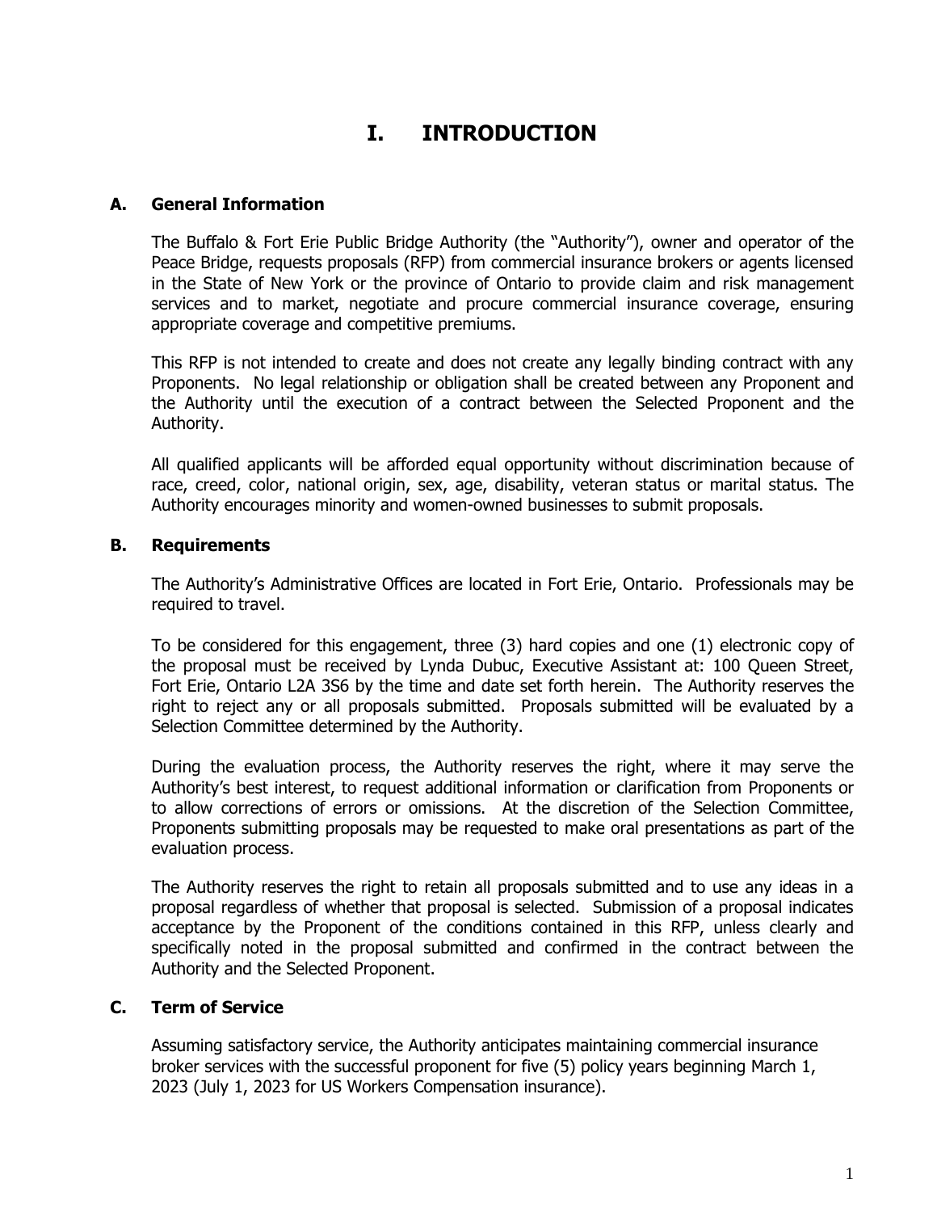# I. INTRODUCTION

## A. General Information

The Buffalo & Fort Erie Public Bridge Authority (the "Authority"), owner and operator of the Peace Bridge, requests proposals (RFP) from commercial insurance brokers or agents licensed in the State of New York or the province of Ontario to provide claim and risk management services and to market, negotiate and procure commercial insurance coverage, ensuring appropriate coverage and competitive premiums.

This RFP is not intended to create and does not create any legally binding contract with any Proponents. No legal relationship or obligation shall be created between any Proponent and the Authority until the execution of a contract between the Selected Proponent and the Authority.

All qualified applicants will be afforded equal opportunity without discrimination because of race, creed, color, national origin, sex, age, disability, veteran status or marital status. The Authority encourages minority and women-owned businesses to submit proposals.

## B. Requirements

The Authority's Administrative Offices are located in Fort Erie, Ontario. Professionals may be required to travel.

To be considered for this engagement, three (3) hard copies and one (1) electronic copy of the proposal must be received by Lynda Dubuc, Executive Assistant at: 100 Queen Street, Fort Erie, Ontario L2A 3S6 by the time and date set forth herein. The Authority reserves the right to reject any or all proposals submitted. Proposals submitted will be evaluated by a Selection Committee determined by the Authority.

During the evaluation process, the Authority reserves the right, where it may serve the Authority's best interest, to request additional information or clarification from Proponents or to allow corrections of errors or omissions. At the discretion of the Selection Committee, Proponents submitting proposals may be requested to make oral presentations as part of the evaluation process.

The Authority reserves the right to retain all proposals submitted and to use any ideas in a proposal regardless of whether that proposal is selected. Submission of a proposal indicates acceptance by the Proponent of the conditions contained in this RFP, unless clearly and specifically noted in the proposal submitted and confirmed in the contract between the Authority and the Selected Proponent.

## C. Term of Service

Assuming satisfactory service, the Authority anticipates maintaining commercial insurance broker services with the successful proponent for five (5) policy years beginning March 1, 2023 (July 1, 2023 for US Workers Compensation insurance).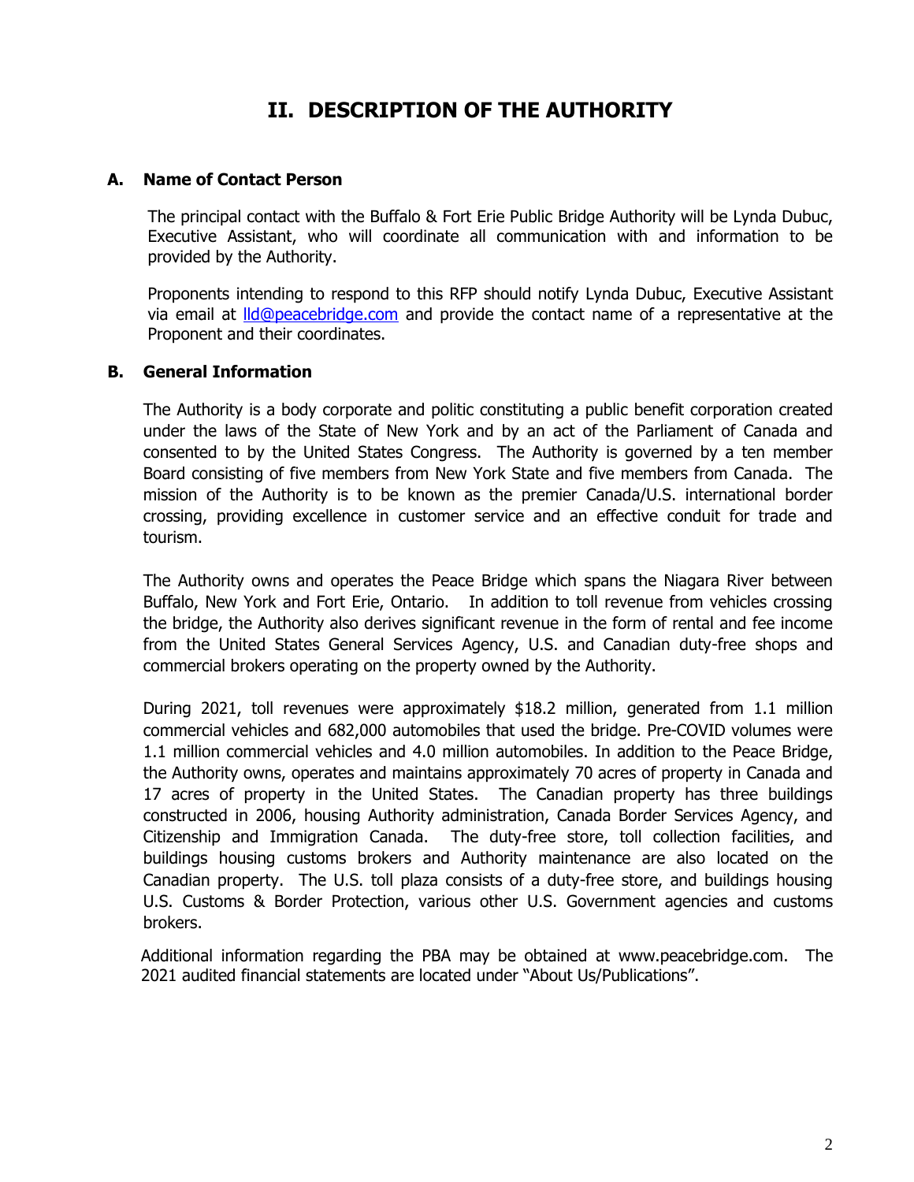# II. DESCRIPTION OF THE AUTHORITY

## A. Name of Contact Person

The principal contact with the Buffalo & Fort Erie Public Bridge Authority will be Lynda Dubuc, Executive Assistant, who will coordinate all communication with and information to be provided by the Authority.

Proponents intending to respond to this RFP should notify Lynda Dubuc, Executive Assistant via email at lld@peacebridge.com and provide the contact name of a representative at the Proponent and their coordinates.

## B. General Information

The Authority is a body corporate and politic constituting a public benefit corporation created under the laws of the State of New York and by an act of the Parliament of Canada and consented to by the United States Congress. The Authority is governed by a ten member Board consisting of five members from New York State and five members from Canada. The mission of the Authority is to be known as the premier Canada/U.S. international border crossing, providing excellence in customer service and an effective conduit for trade and tourism.

The Authority owns and operates the Peace Bridge which spans the Niagara River between Buffalo, New York and Fort Erie, Ontario. In addition to toll revenue from vehicles crossing the bridge, the Authority also derives significant revenue in the form of rental and fee income from the United States General Services Agency, U.S. and Canadian duty-free shops and commercial brokers operating on the property owned by the Authority.

During 2021, toll revenues were approximately $18.2 million, generated from 1.1 million commercial vehicles and 682,000 automobiles that used the bridge. Pre-COVID volumes were 1.1 million commercial vehicles and 4.0 million automobiles. In addition to the Peace Bridge, the Authority owns, operates and maintains approximately 70 acres of property in Canada and 17 acres of property in the United States. The Canadian property has three buildings constructed in 2006, housing Authority administration, Canada Border Services Agency, and Citizenship and Immigration Canada. The duty-free store, toll collection facilities, and buildings housing customs brokers and Authority maintenance are also located on the Canadian property. The U.S. toll plaza consists of a duty-free store, and buildings housing U.S. Customs & Border Protection, various other U.S. Government agencies and customs brokers.

Additional information regarding the PBA may be obtained at www.peacebridge.com. The 2021 audited financial statements are located under "About Us/Publications".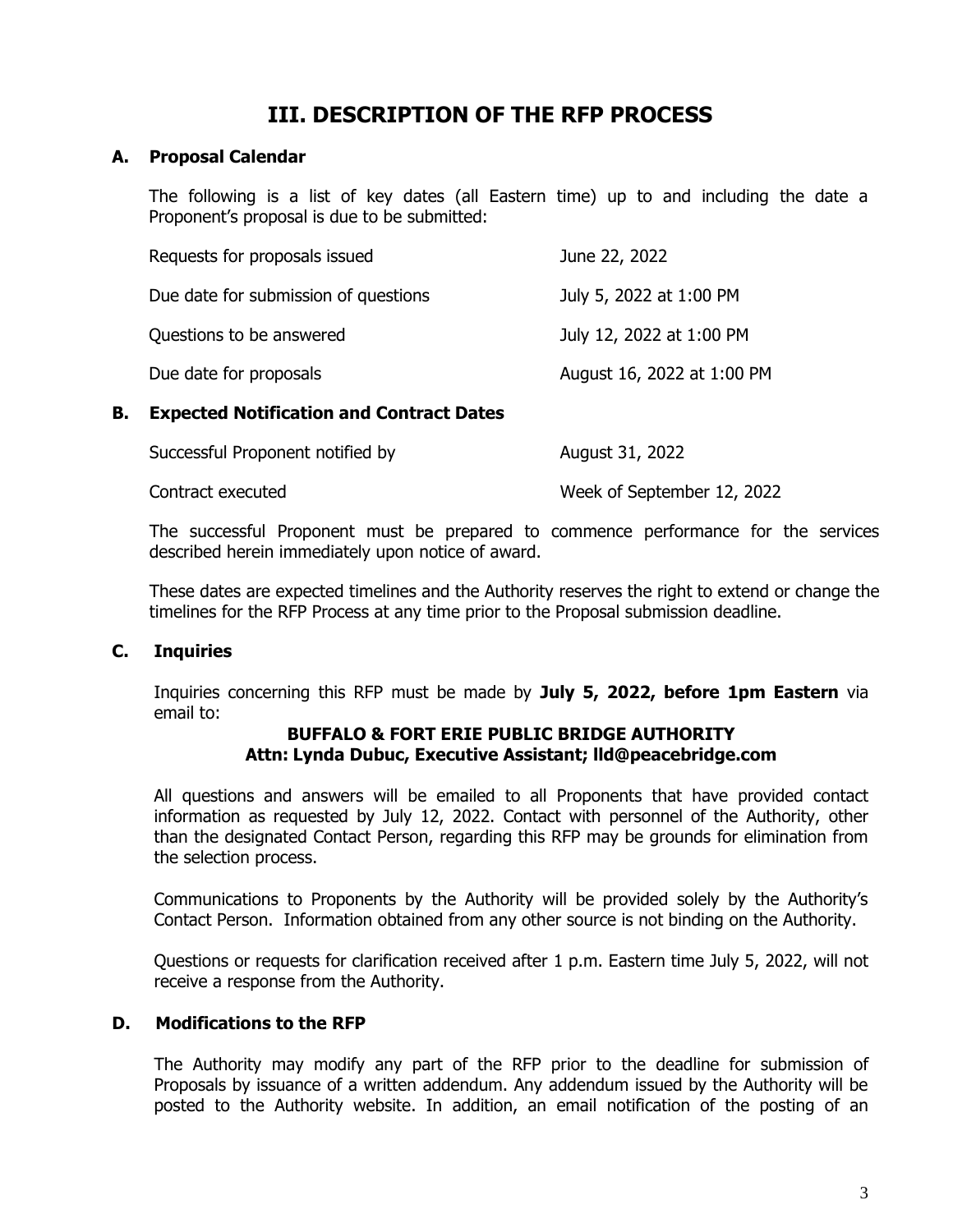# III. DESCRIPTION OF THE RFP PROCESS

## A. Proposal Calendar

The following is a list of key dates (all Eastern time) up to and including the date a Proponent's proposal is due to be submitted:

| | |
|---|---|
| Requests for proposals issued | June 22, 2022 |
| Due date for submission of questions | July 5, 2022 at 1:00 PM |
| Questions to be answered | July 12, 2022 at 1:00 PM |
| Due date for proposals | August 16, 2022 at 1:00 PM |

## B. Expected Notification and Contract Dates

| | |
|---|---|
| Successful Proponent notified by | August 31, 2022 |
| Contract executed | Week of September 12, 2022 |

The successful Proponent must be prepared to commence performance for the services described herein immediately upon notice of award.

These dates are expected timelines and the Authority reserves the right to extend or change the timelines for the RFP Process at any time prior to the Proposal submission deadline.

## C. Inquiries

Inquiries concerning this RFP must be made by **July 5, 2022, before 1pm Eastern** via email to:

**BUFFALO & FORT ERIE PUBLIC BRIDGE AUTHORITY**
**Attn: Lynda Dubuc, Executive Assistant; lld@peacebridge.com**

All questions and answers will be emailed to all Proponents that have provided contact information as requested by July 12, 2022. Contact with personnel of the Authority, other than the designated Contact Person, regarding this RFP may be grounds for elimination from the selection process.

Communications to Proponents by the Authority will be provided solely by the Authority's Contact Person. Information obtained from any other source is not binding on the Authority.

Questions or requests for clarification received after 1 p.m. Eastern time July 5, 2022, will not receive a response from the Authority.

## D. Modifications to the RFP

The Authority may modify any part of the RFP prior to the deadline for submission of Proposals by issuance of a written addendum. Any addendum issued by the Authority will be posted to the Authority website. In addition, an email notification of the posting of an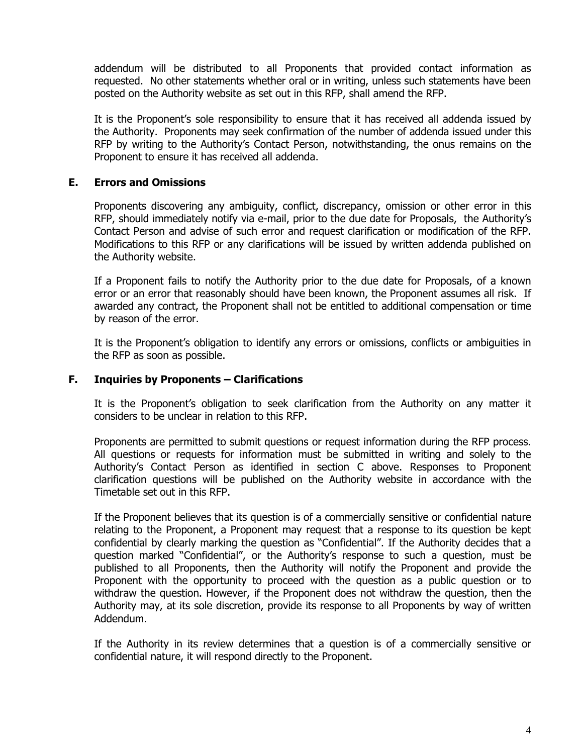addendum will be distributed to all Proponents that provided contact information as requested. No other statements whether oral or in writing, unless such statements have been posted on the Authority website as set out in this RFP, shall amend the RFP.

It is the Proponent's sole responsibility to ensure that it has received all addenda issued by the Authority. Proponents may seek confirmation of the number of addenda issued under this RFP by writing to the Authority's Contact Person, notwithstanding, the onus remains on the Proponent to ensure it has received all addenda.

### E. Errors and Omissions

Proponents discovering any ambiguity, conflict, discrepancy, omission or other error in this RFP, should immediately notify via e-mail, prior to the due date for Proposals, the Authority's Contact Person and advise of such error and request clarification or modification of the RFP. Modifications to this RFP or any clarifications will be issued by written addenda published on the Authority website.

If a Proponent fails to notify the Authority prior to the due date for Proposals, of a known error or an error that reasonably should have been known, the Proponent assumes all risk. If awarded any contract, the Proponent shall not be entitled to additional compensation or time by reason of the error.

It is the Proponent's obligation to identify any errors or omissions, conflicts or ambiguities in the RFP as soon as possible.

### F. Inquiries by Proponents – Clarifications

It is the Proponent's obligation to seek clarification from the Authority on any matter it considers to be unclear in relation to this RFP.

Proponents are permitted to submit questions or request information during the RFP process. All questions or requests for information must be submitted in writing and solely to the Authority's Contact Person as identified in section C above. Responses to Proponent clarification questions will be published on the Authority website in accordance with the Timetable set out in this RFP.

If the Proponent believes that its question is of a commercially sensitive or confidential nature relating to the Proponent, a Proponent may request that a response to its question be kept confidential by clearly marking the question as "Confidential". If the Authority decides that a question marked "Confidential", or the Authority's response to such a question, must be published to all Proponents, then the Authority will notify the Proponent and provide the Proponent with the opportunity to proceed with the question as a public question or to withdraw the question. However, if the Proponent does not withdraw the question, then the Authority may, at its sole discretion, provide its response to all Proponents by way of written Addendum.

If the Authority in its review determines that a question is of a commercially sensitive or confidential nature, it will respond directly to the Proponent.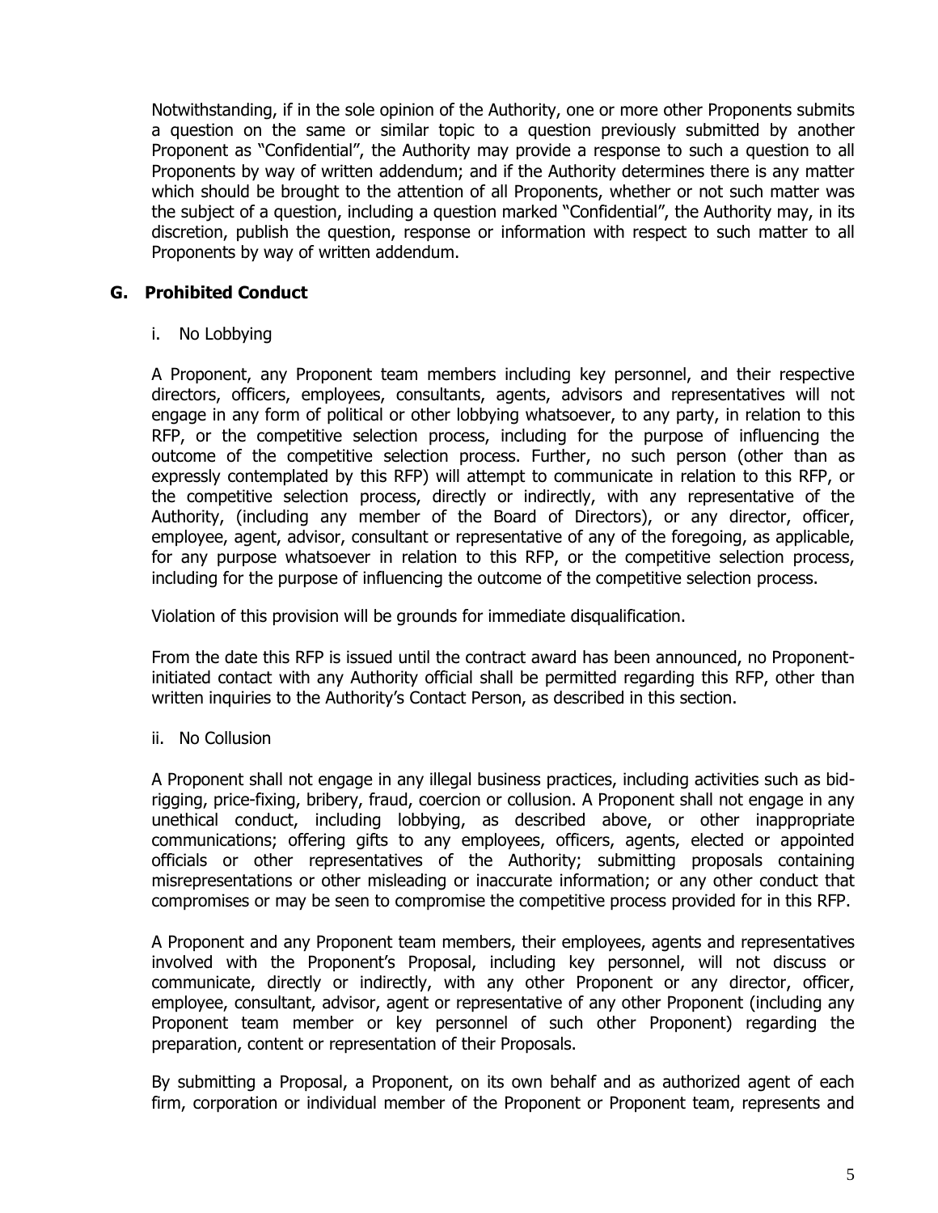Notwithstanding, if in the sole opinion of the Authority, one or more other Proponents submits a question on the same or similar topic to a question previously submitted by another Proponent as "Confidential", the Authority may provide a response to such a question to all Proponents by way of written addendum; and if the Authority determines there is any matter which should be brought to the attention of all Proponents, whether or not such matter was the subject of a question, including a question marked "Confidential", the Authority may, in its discretion, publish the question, response or information with respect to such matter to all Proponents by way of written addendum.

## G. Prohibited Conduct

i. No Lobbying

A Proponent, any Proponent team members including key personnel, and their respective directors, officers, employees, consultants, agents, advisors and representatives will not engage in any form of political or other lobbying whatsoever, to any party, in relation to this RFP, or the competitive selection process, including for the purpose of influencing the outcome of the competitive selection process. Further, no such person (other than as expressly contemplated by this RFP) will attempt to communicate in relation to this RFP, or the competitive selection process, directly or indirectly, with any representative of the Authority, (including any member of the Board of Directors), or any director, officer, employee, agent, advisor, consultant or representative of any of the foregoing, as applicable, for any purpose whatsoever in relation to this RFP, or the competitive selection process, including for the purpose of influencing the outcome of the competitive selection process.

Violation of this provision will be grounds for immediate disqualification.

From the date this RFP is issued until the contract award has been announced, no Proponent-initiated contact with any Authority official shall be permitted regarding this RFP, other than written inquiries to the Authority's Contact Person, as described in this section.

ii. No Collusion

A Proponent shall not engage in any illegal business practices, including activities such as bid-rigging, price-fixing, bribery, fraud, coercion or collusion. A Proponent shall not engage in any unethical conduct, including lobbying, as described above, or other inappropriate communications; offering gifts to any employees, officers, agents, elected or appointed officials or other representatives of the Authority; submitting proposals containing misrepresentations or other misleading or inaccurate information; or any other conduct that compromises or may be seen to compromise the competitive process provided for in this RFP.

A Proponent and any Proponent team members, their employees, agents and representatives involved with the Proponent's Proposal, including key personnel, will not discuss or communicate, directly or indirectly, with any other Proponent or any director, officer, employee, consultant, advisor, agent or representative of any other Proponent (including any Proponent team member or key personnel of such other Proponent) regarding the preparation, content or representation of their Proposals.

By submitting a Proposal, a Proponent, on its own behalf and as authorized agent of each firm, corporation or individual member of the Proponent or Proponent team, represents and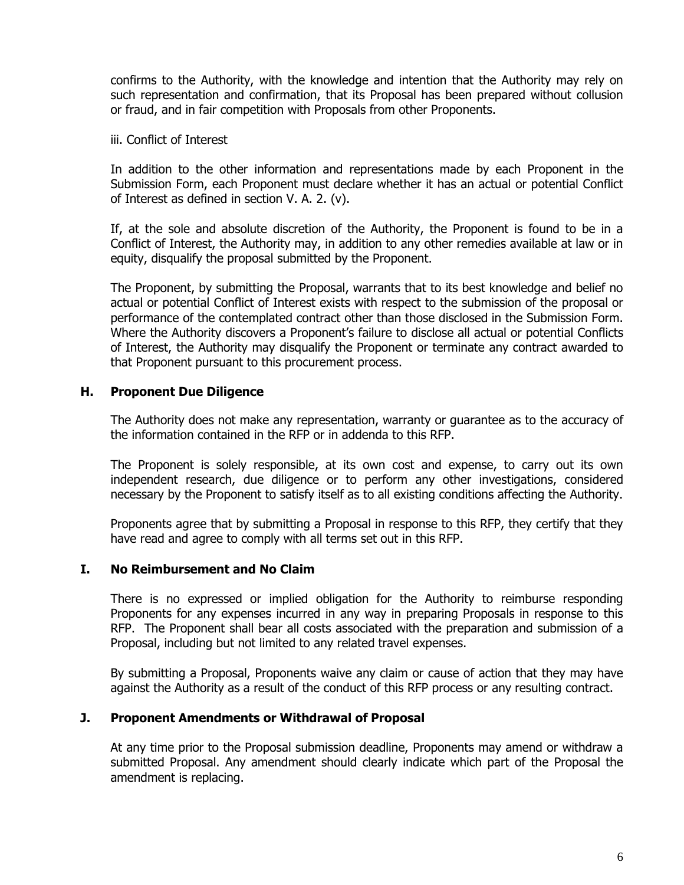confirms to the Authority, with the knowledge and intention that the Authority may rely on such representation and confirmation, that its Proposal has been prepared without collusion or fraud, and in fair competition with Proposals from other Proponents.

iii. Conflict of Interest

In addition to the other information and representations made by each Proponent in the Submission Form, each Proponent must declare whether it has an actual or potential Conflict of Interest as defined in section V. A. 2. (v).

If, at the sole and absolute discretion of the Authority, the Proponent is found to be in a Conflict of Interest, the Authority may, in addition to any other remedies available at law or in equity, disqualify the proposal submitted by the Proponent.

The Proponent, by submitting the Proposal, warrants that to its best knowledge and belief no actual or potential Conflict of Interest exists with respect to the submission of the proposal or performance of the contemplated contract other than those disclosed in the Submission Form. Where the Authority discovers a Proponent's failure to disclose all actual or potential Conflicts of Interest, the Authority may disqualify the Proponent or terminate any contract awarded to that Proponent pursuant to this procurement process.

### H. Proponent Due Diligence

The Authority does not make any representation, warranty or guarantee as to the accuracy of the information contained in the RFP or in addenda to this RFP.

The Proponent is solely responsible, at its own cost and expense, to carry out its own independent research, due diligence or to perform any other investigations, considered necessary by the Proponent to satisfy itself as to all existing conditions affecting the Authority.

Proponents agree that by submitting a Proposal in response to this RFP, they certify that they have read and agree to comply with all terms set out in this RFP.

### I. No Reimbursement and No Claim

There is no expressed or implied obligation for the Authority to reimburse responding Proponents for any expenses incurred in any way in preparing Proposals in response to this RFP. The Proponent shall bear all costs associated with the preparation and submission of a Proposal, including but not limited to any related travel expenses.

By submitting a Proposal, Proponents waive any claim or cause of action that they may have against the Authority as a result of the conduct of this RFP process or any resulting contract.

### J. Proponent Amendments or Withdrawal of Proposal

At any time prior to the Proposal submission deadline, Proponents may amend or withdraw a submitted Proposal. Any amendment should clearly indicate which part of the Proposal the amendment is replacing.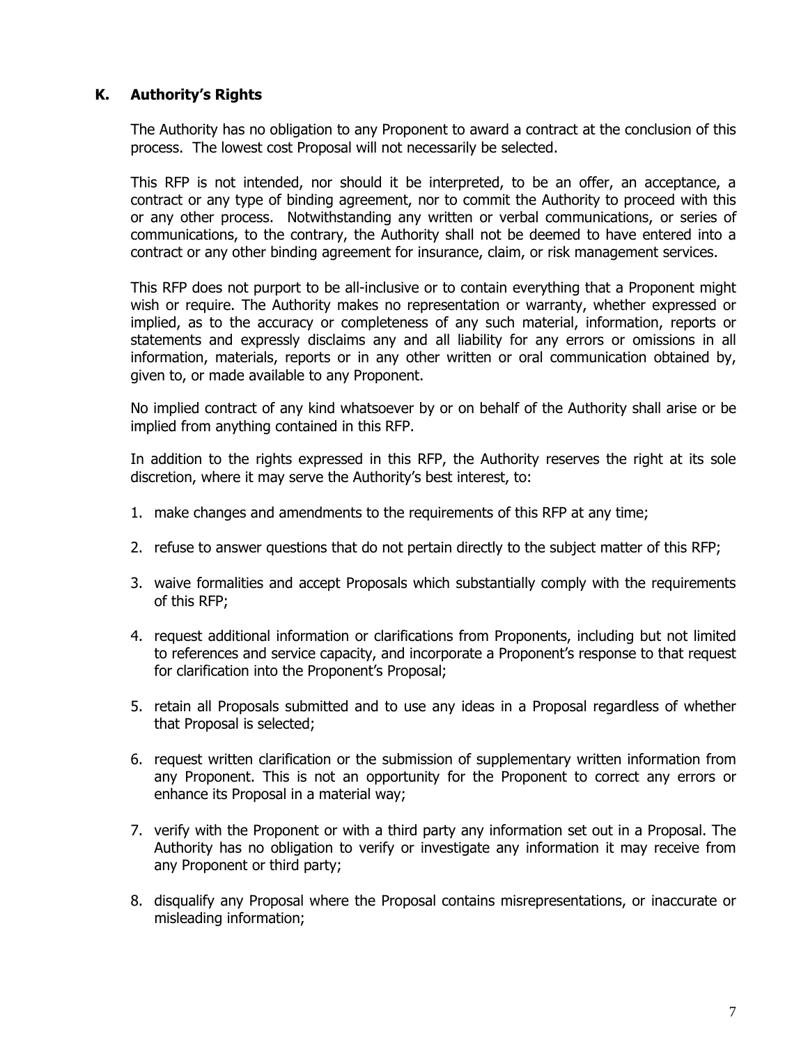### K. Authority's Rights

The Authority has no obligation to any Proponent to award a contract at the conclusion of this process. The lowest cost Proposal will not necessarily be selected.

This RFP is not intended, nor should it be interpreted, to be an offer, an acceptance, a contract or any type of binding agreement, nor to commit the Authority to proceed with this or any other process. Notwithstanding any written or verbal communications, or series of communications, to the contrary, the Authority shall not be deemed to have entered into a contract or any other binding agreement for insurance, claim, or risk management services.

This RFP does not purport to be all-inclusive or to contain everything that a Proponent might wish or require. The Authority makes no representation or warranty, whether expressed or implied, as to the accuracy or completeness of any such material, information, reports or statements and expressly disclaims any and all liability for any errors or omissions in all information, materials, reports or in any other written or oral communication obtained by, given to, or made available to any Proponent.

No implied contract of any kind whatsoever by or on behalf of the Authority shall arise or be implied from anything contained in this RFP.

In addition to the rights expressed in this RFP, the Authority reserves the right at its sole discretion, where it may serve the Authority's best interest, to:

1. make changes and amendments to the requirements of this RFP at any time;
2. refuse to answer questions that do not pertain directly to the subject matter of this RFP;
3. waive formalities and accept Proposals which substantially comply with the requirements of this RFP;
4. request additional information or clarifications from Proponents, including but not limited to references and service capacity, and incorporate a Proponent's response to that request for clarification into the Proponent's Proposal;
5. retain all Proposals submitted and to use any ideas in a Proposal regardless of whether that Proposal is selected;
6. request written clarification or the submission of supplementary written information from any Proponent. This is not an opportunity for the Proponent to correct any errors or enhance its Proposal in a material way;
7. verify with the Proponent or with a third party any information set out in a Proposal. The Authority has no obligation to verify or investigate any information it may receive from any Proponent or third party;
8. disqualify any Proposal where the Proposal contains misrepresentations, or inaccurate or misleading information;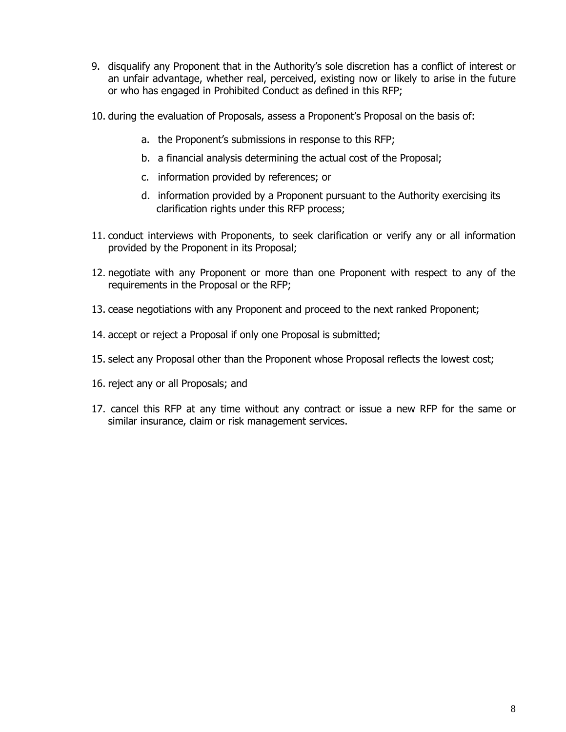9. disqualify any Proponent that in the Authority's sole discretion has a conflict of interest or an unfair advantage, whether real, perceived, existing now or likely to arise in the future or who has engaged in Prohibited Conduct as defined in this RFP;

10. during the evaluation of Proposals, assess a Proponent's Proposal on the basis of:

    a. the Proponent's submissions in response to this RFP;

    b. a financial analysis determining the actual cost of the Proposal;

    c. information provided by references; or

    d. information provided by a Proponent pursuant to the Authority exercising its clarification rights under this RFP process;

11. conduct interviews with Proponents, to seek clarification or verify any or all information provided by the Proponent in its Proposal;

12. negotiate with any Proponent or more than one Proponent with respect to any of the requirements in the Proposal or the RFP;

13. cease negotiations with any Proponent and proceed to the next ranked Proponent;

14. accept or reject a Proposal if only one Proposal is submitted;

15. select any Proposal other than the Proponent whose Proposal reflects the lowest cost;

16. reject any or all Proposals; and

17. cancel this RFP at any time without any contract or issue a new RFP for the same or similar insurance, claim or risk management services.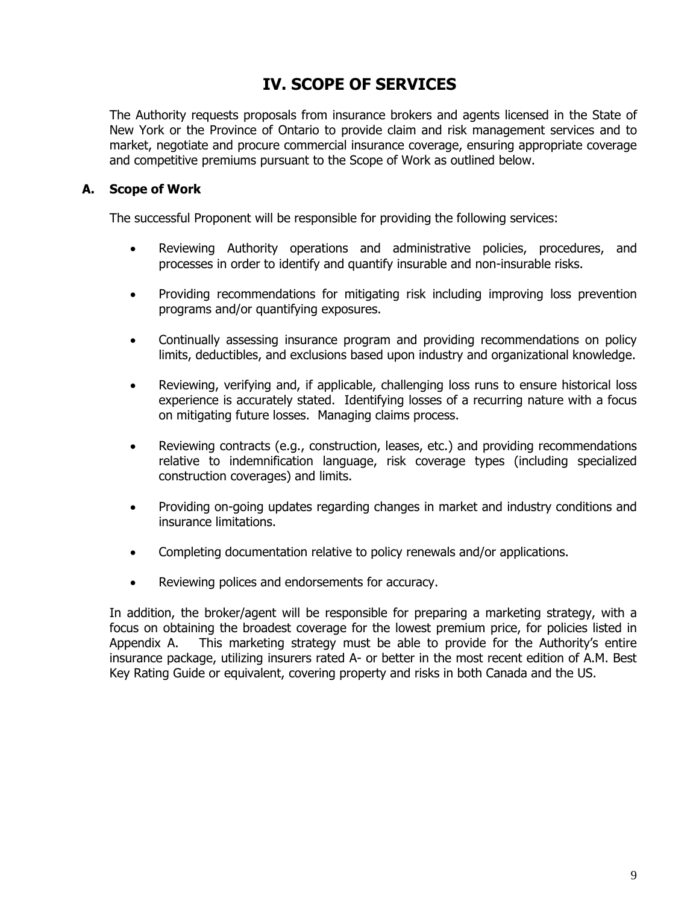# IV. SCOPE OF SERVICES

The Authority requests proposals from insurance brokers and agents licensed in the State of New York or the Province of Ontario to provide claim and risk management services and to market, negotiate and procure commercial insurance coverage, ensuring appropriate coverage and competitive premiums pursuant to the Scope of Work as outlined below.

## A. Scope of Work

The successful Proponent will be responsible for providing the following services:

- Reviewing Authority operations and administrative policies, procedures, and processes in order to identify and quantify insurable and non-insurable risks.
- Providing recommendations for mitigating risk including improving loss prevention programs and/or quantifying exposures.
- Continually assessing insurance program and providing recommendations on policy limits, deductibles, and exclusions based upon industry and organizational knowledge.
- Reviewing, verifying and, if applicable, challenging loss runs to ensure historical loss experience is accurately stated. Identifying losses of a recurring nature with a focus on mitigating future losses. Managing claims process.
- Reviewing contracts (e.g., construction, leases, etc.) and providing recommendations relative to indemnification language, risk coverage types (including specialized construction coverages) and limits.
- Providing on-going updates regarding changes in market and industry conditions and insurance limitations.
- Completing documentation relative to policy renewals and/or applications.
- Reviewing polices and endorsements for accuracy.

In addition, the broker/agent will be responsible for preparing a marketing strategy, with a focus on obtaining the broadest coverage for the lowest premium price, for policies listed in Appendix A. This marketing strategy must be able to provide for the Authority's entire insurance package, utilizing insurers rated A- or better in the most recent edition of A.M. Best Key Rating Guide or equivalent, covering property and risks in both Canada and the US.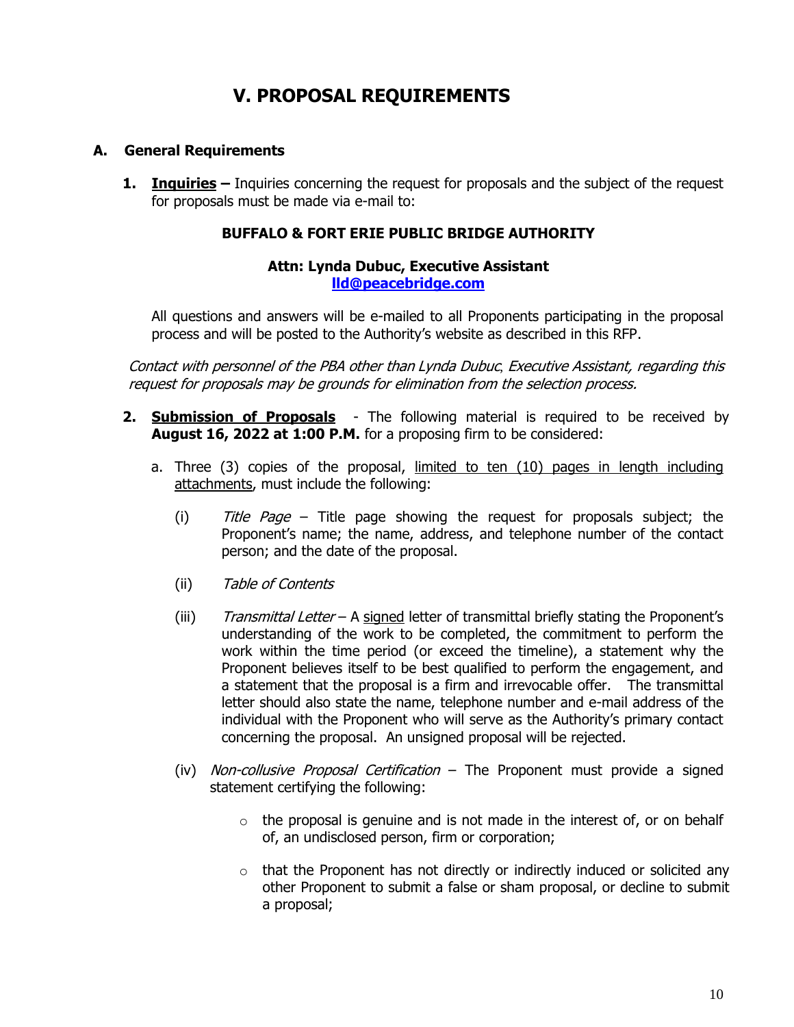# V. PROPOSAL REQUIREMENTS

## A. General Requirements

1. **Inquiries –** Inquiries concerning the request for proposals and the subject of the request for proposals must be made via e-mail to:

   **BUFFALO & FORT ERIE PUBLIC BRIDGE AUTHORITY**

   **Attn: Lynda Dubuc, Executive Assistant**
   **lld@peacebridge.com**

   All questions and answers will be e-mailed to all Proponents participating in the proposal process and will be posted to the Authority's website as described in this RFP.

*Contact with personnel of the PBA other than Lynda Dubuc, Executive Assistant, regarding this request for proposals may be grounds for elimination from the selection process.*

2. **Submission of Proposals** - The following material is required to be received by **August 16, 2022 at 1:00 P.M.** for a proposing firm to be considered:

   a. Three (3) copies of the proposal, limited to ten (10) pages in length including attachments, must include the following:

      (i) *Title Page* – Title page showing the request for proposals subject; the Proponent's name; the name, address, and telephone number of the contact person; and the date of the proposal.

      (ii) *Table of Contents*

      (iii) *Transmittal Letter* – A signed letter of transmittal briefly stating the Proponent's understanding of the work to be completed, the commitment to perform the work within the time period (or exceed the timeline), a statement why the Proponent believes itself to be best qualified to perform the engagement, and a statement that the proposal is a firm and irrevocable offer. The transmittal letter should also state the name, telephone number and e-mail address of the individual with the Proponent who will serve as the Authority's primary contact concerning the proposal. An unsigned proposal will be rejected.

      (iv) *Non-collusive Proposal Certification* – The Proponent must provide a signed statement certifying the following:

         - the proposal is genuine and is not made in the interest of, or on behalf of, an undisclosed person, firm or corporation;

         - that the Proponent has not directly or indirectly induced or solicited any other Proponent to submit a false or sham proposal, or decline to submit a proposal;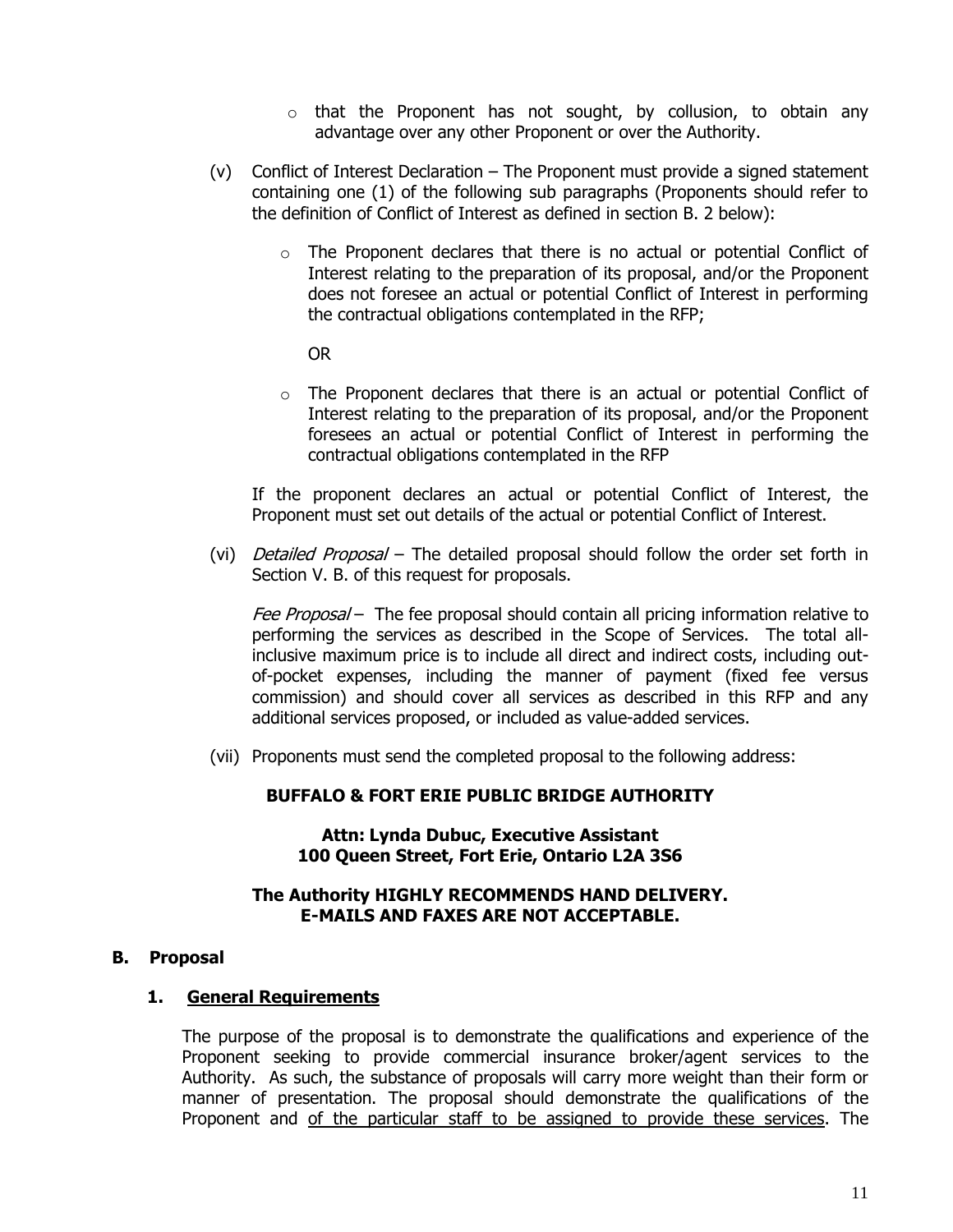- that the Proponent has not sought, by collusion, to obtain any advantage over any other Proponent or over the Authority.

(v) Conflict of Interest Declaration – The Proponent must provide a signed statement containing one (1) of the following sub paragraphs (Proponents should refer to the definition of Conflict of Interest as defined in section B. 2 below):

- The Proponent declares that there is no actual or potential Conflict of Interest relating to the preparation of its proposal, and/or the Proponent does not foresee an actual or potential Conflict of Interest in performing the contractual obligations contemplated in the RFP;

  OR

- The Proponent declares that there is an actual or potential Conflict of Interest relating to the preparation of its proposal, and/or the Proponent foresees an actual or potential Conflict of Interest in performing the contractual obligations contemplated in the RFP

If the proponent declares an actual or potential Conflict of Interest, the Proponent must set out details of the actual or potential Conflict of Interest.

(vi) *Detailed Proposal* – The detailed proposal should follow the order set forth in Section V. B. of this request for proposals.

*Fee Proposal* – The fee proposal should contain all pricing information relative to performing the services as described in the Scope of Services. The total all-inclusive maximum price is to include all direct and indirect costs, including out-of-pocket expenses, including the manner of payment (fixed fee versus commission) and should cover all services as described in this RFP and any additional services proposed, or included as value-added services.

(vii) Proponents must send the completed proposal to the following address:

**BUFFALO & FORT ERIE PUBLIC BRIDGE AUTHORITY**

**Attn: Lynda Dubuc, Executive Assistant**
**100 Queen Street, Fort Erie, Ontario L2A 3S6**

**The Authority HIGHLY RECOMMENDS HAND DELIVERY.**
**E-MAILS AND FAXES ARE NOT ACCEPTABLE.**

## B. Proposal

### 1. General Requirements

The purpose of the proposal is to demonstrate the qualifications and experience of the Proponent seeking to provide commercial insurance broker/agent services to the Authority. As such, the substance of proposals will carry more weight than their form or manner of presentation. The proposal should demonstrate the qualifications of the Proponent and of the particular staff to be assigned to provide these services. The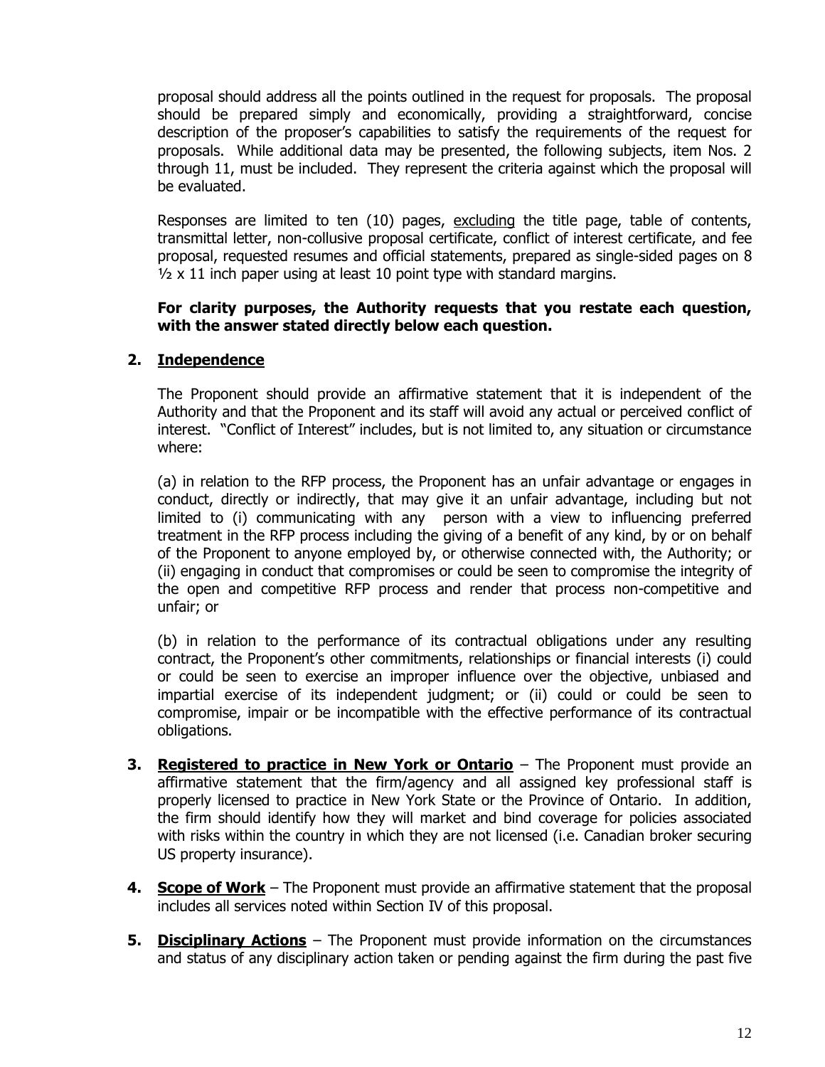proposal should address all the points outlined in the request for proposals. The proposal should be prepared simply and economically, providing a straightforward, concise description of the proposer's capabilities to satisfy the requirements of the request for proposals. While additional data may be presented, the following subjects, item Nos. 2 through 11, must be included. They represent the criteria against which the proposal will be evaluated.

Responses are limited to ten (10) pages, excluding the title page, table of contents, transmittal letter, non-collusive proposal certificate, conflict of interest certificate, and fee proposal, requested resumes and official statements, prepared as single-sided pages on 8 ½ x 11 inch paper using at least 10 point type with standard margins.

**For clarity purposes, the Authority requests that you restate each question, with the answer stated directly below each question.**

**2. Independence**

The Proponent should provide an affirmative statement that it is independent of the Authority and that the Proponent and its staff will avoid any actual or perceived conflict of interest. "Conflict of Interest" includes, but is not limited to, any situation or circumstance where:

(a) in relation to the RFP process, the Proponent has an unfair advantage or engages in conduct, directly or indirectly, that may give it an unfair advantage, including but not limited to (i) communicating with any person with a view to influencing preferred treatment in the RFP process including the giving of a benefit of any kind, by or on behalf of the Proponent to anyone employed by, or otherwise connected with, the Authority; or (ii) engaging in conduct that compromises or could be seen to compromise the integrity of the open and competitive RFP process and render that process non-competitive and unfair; or

(b) in relation to the performance of its contractual obligations under any resulting contract, the Proponent's other commitments, relationships or financial interests (i) could or could be seen to exercise an improper influence over the objective, unbiased and impartial exercise of its independent judgment; or (ii) could or could be seen to compromise, impair or be incompatible with the effective performance of its contractual obligations.

**3. Registered to practice in New York or Ontario** – The Proponent must provide an affirmative statement that the firm/agency and all assigned key professional staff is properly licensed to practice in New York State or the Province of Ontario. In addition, the firm should identify how they will market and bind coverage for policies associated with risks within the country in which they are not licensed (i.e. Canadian broker securing US property insurance).

**4. Scope of Work** – The Proponent must provide an affirmative statement that the proposal includes all services noted within Section IV of this proposal.

**5. Disciplinary Actions** – The Proponent must provide information on the circumstances and status of any disciplinary action taken or pending against the firm during the past five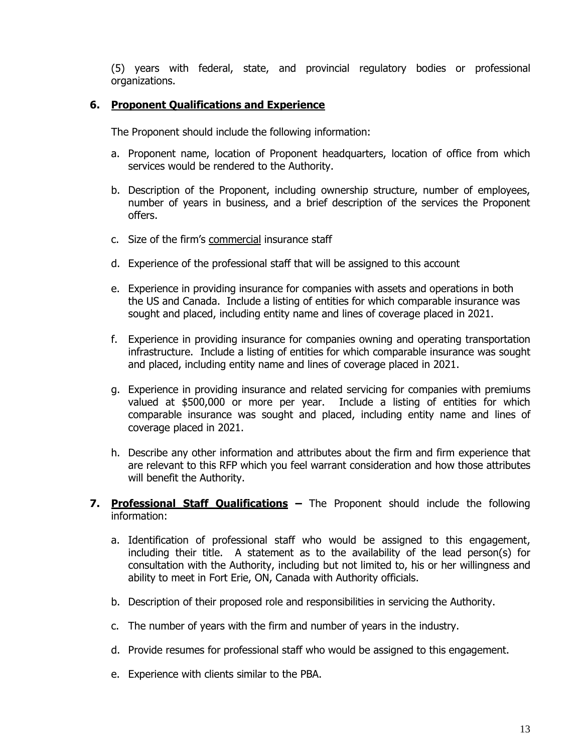(5) years with federal, state, and provincial regulatory bodies or professional organizations.

**6. Proponent Qualifications and Experience**

The Proponent should include the following information:

a. Proponent name, location of Proponent headquarters, location of office from which services would be rendered to the Authority.

b. Description of the Proponent, including ownership structure, number of employees, number of years in business, and a brief description of the services the Proponent offers.

c. Size of the firm's commercial insurance staff

d. Experience of the professional staff that will be assigned to this account

e. Experience in providing insurance for companies with assets and operations in both the US and Canada. Include a listing of entities for which comparable insurance was sought and placed, including entity name and lines of coverage placed in 2021.

f. Experience in providing insurance for companies owning and operating transportation infrastructure. Include a listing of entities for which comparable insurance was sought and placed, including entity name and lines of coverage placed in 2021.

g. Experience in providing insurance and related servicing for companies with premiums valued at $500,000 or more per year. Include a listing of entities for which comparable insurance was sought and placed, including entity name and lines of coverage placed in 2021.

h. Describe any other information and attributes about the firm and firm experience that are relevant to this RFP which you feel warrant consideration and how those attributes will benefit the Authority.

**7. Professional Staff Qualifications –** The Proponent should include the following information:

a. Identification of professional staff who would be assigned to this engagement, including their title. A statement as to the availability of the lead person(s) for consultation with the Authority, including but not limited to, his or her willingness and ability to meet in Fort Erie, ON, Canada with Authority officials.

b. Description of their proposed role and responsibilities in servicing the Authority.

c. The number of years with the firm and number of years in the industry.

d. Provide resumes for professional staff who would be assigned to this engagement.

e. Experience with clients similar to the PBA.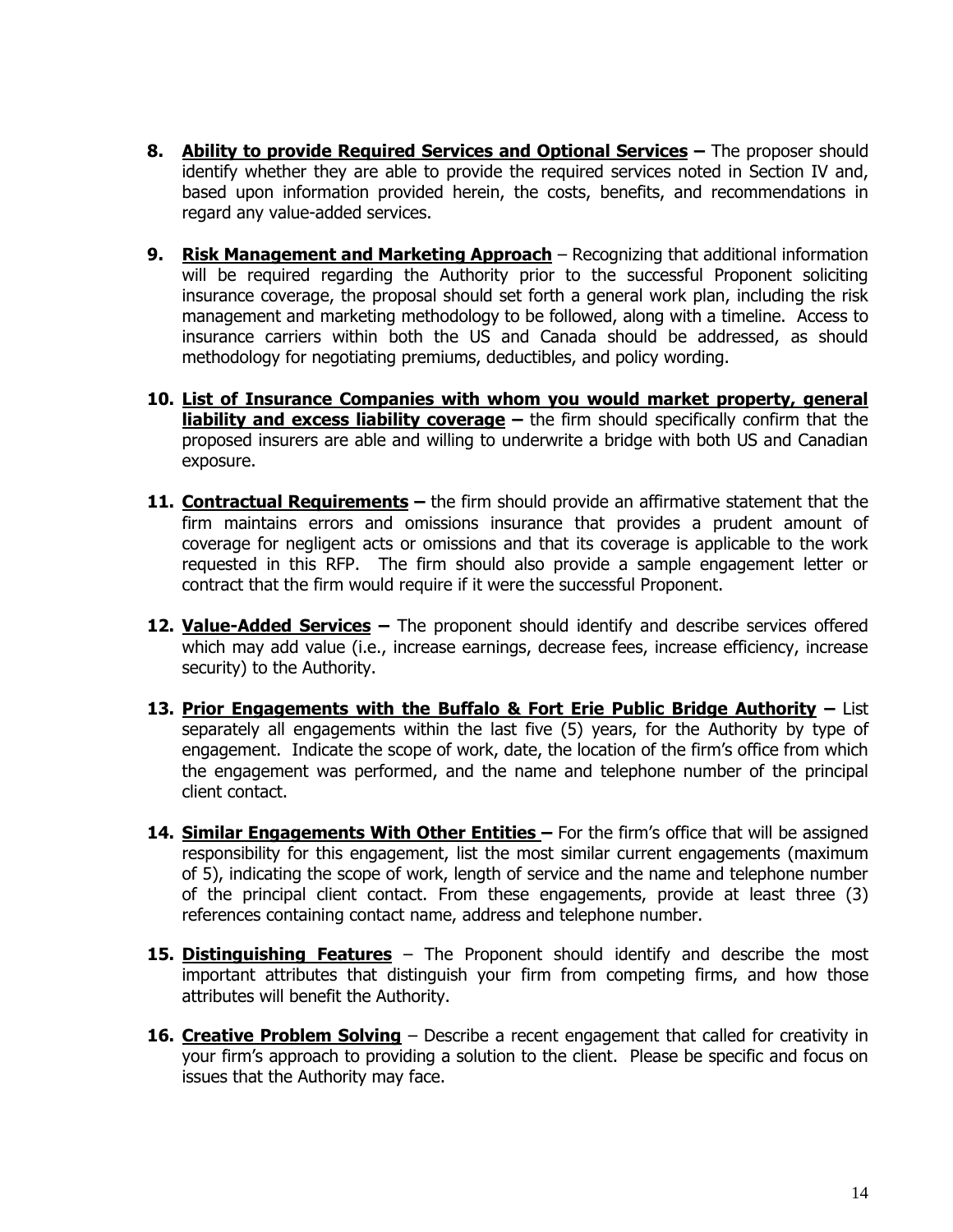8. **<u>Ability to provide Required Services and Optional Services</u> –** The proposer should identify whether they are able to provide the required services noted in Section IV and, based upon information provided herein, the costs, benefits, and recommendations in regard any value-added services.

9. **<u>Risk Management and Marketing Approach</u>** – Recognizing that additional information will be required regarding the Authority prior to the successful Proponent soliciting insurance coverage, the proposal should set forth a general work plan, including the risk management and marketing methodology to be followed, along with a timeline. Access to insurance carriers within both the US and Canada should be addressed, as should methodology for negotiating premiums, deductibles, and policy wording.

10. **<u>List of Insurance Companies with whom you would market property, general liability and excess liability coverage</u> –** the firm should specifically confirm that the proposed insurers are able and willing to underwrite a bridge with both US and Canadian exposure.

11. **<u>Contractual Requirements</u> –** the firm should provide an affirmative statement that the firm maintains errors and omissions insurance that provides a prudent amount of coverage for negligent acts or omissions and that its coverage is applicable to the work requested in this RFP. The firm should also provide a sample engagement letter or contract that the firm would require if it were the successful Proponent.

12. **<u>Value-Added Services</u> –** The proponent should identify and describe services offered which may add value (i.e., increase earnings, decrease fees, increase efficiency, increase security) to the Authority.

13. **<u>Prior Engagements with the Buffalo & Fort Erie Public Bridge Authority</u> –** List separately all engagements within the last five (5) years, for the Authority by type of engagement. Indicate the scope of work, date, the location of the firm's office from which the engagement was performed, and the name and telephone number of the principal client contact.

14. **<u>Similar Engagements With Other Entities</u> –** For the firm's office that will be assigned responsibility for this engagement, list the most similar current engagements (maximum of 5), indicating the scope of work, length of service and the name and telephone number of the principal client contact. From these engagements, provide at least three (3) references containing contact name, address and telephone number.

15. **<u>Distinguishing Features</u>** – The Proponent should identify and describe the most important attributes that distinguish your firm from competing firms, and how those attributes will benefit the Authority.

16. **<u>Creative Problem Solving</u>** – Describe a recent engagement that called for creativity in your firm's approach to providing a solution to the client. Please be specific and focus on issues that the Authority may face.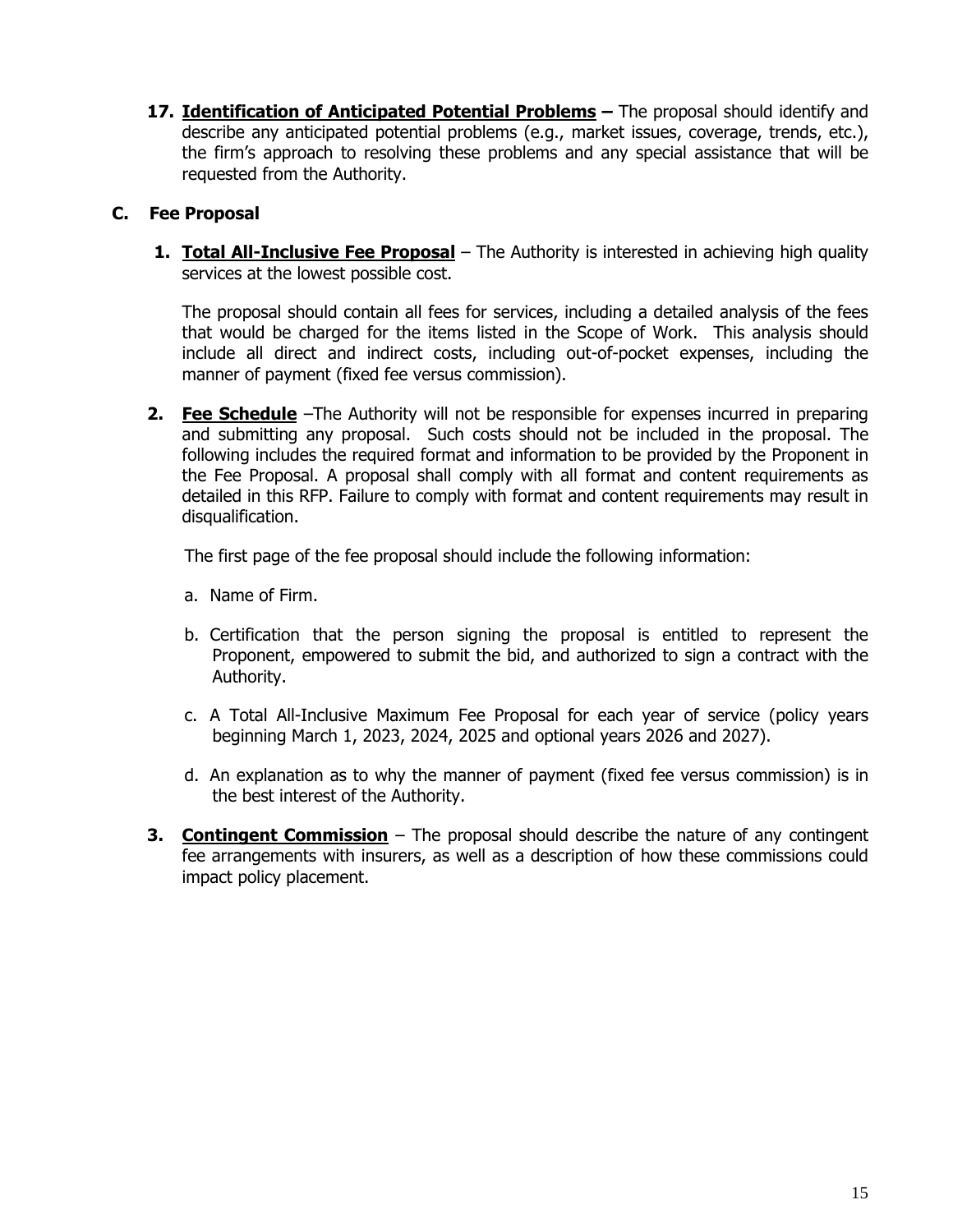17. **<u>Identification of Anticipated Potential Problems</u> –** The proposal should identify and describe any anticipated potential problems (e.g., market issues, coverage, trends, etc.), the firm's approach to resolving these problems and any special assistance that will be requested from the Authority.

### C. Fee Proposal

1. **<u>Total All-Inclusive Fee Proposal</u>** – The Authority is interested in achieving high quality services at the lowest possible cost.

   The proposal should contain all fees for services, including a detailed analysis of the fees that would be charged for the items listed in the Scope of Work. This analysis should include all direct and indirect costs, including out-of-pocket expenses, including the manner of payment (fixed fee versus commission).

2. **<u>Fee Schedule</u>** –The Authority will not be responsible for expenses incurred in preparing and submitting any proposal. Such costs should not be included in the proposal. The following includes the required format and information to be provided by the Proponent in the Fee Proposal. A proposal shall comply with all format and content requirements as detailed in this RFP. Failure to comply with format and content requirements may result in disqualification.

   The first page of the fee proposal should include the following information:

   a. Name of Firm.

   b. Certification that the person signing the proposal is entitled to represent the Proponent, empowered to submit the bid, and authorized to sign a contract with the Authority.

   c. A Total All-Inclusive Maximum Fee Proposal for each year of service (policy years beginning March 1, 2023, 2024, 2025 and optional years 2026 and 2027).

   d. An explanation as to why the manner of payment (fixed fee versus commission) is in the best interest of the Authority.

3. **<u>Contingent Commission</u>** – The proposal should describe the nature of any contingent fee arrangements with insurers, as well as a description of how these commissions could impact policy placement.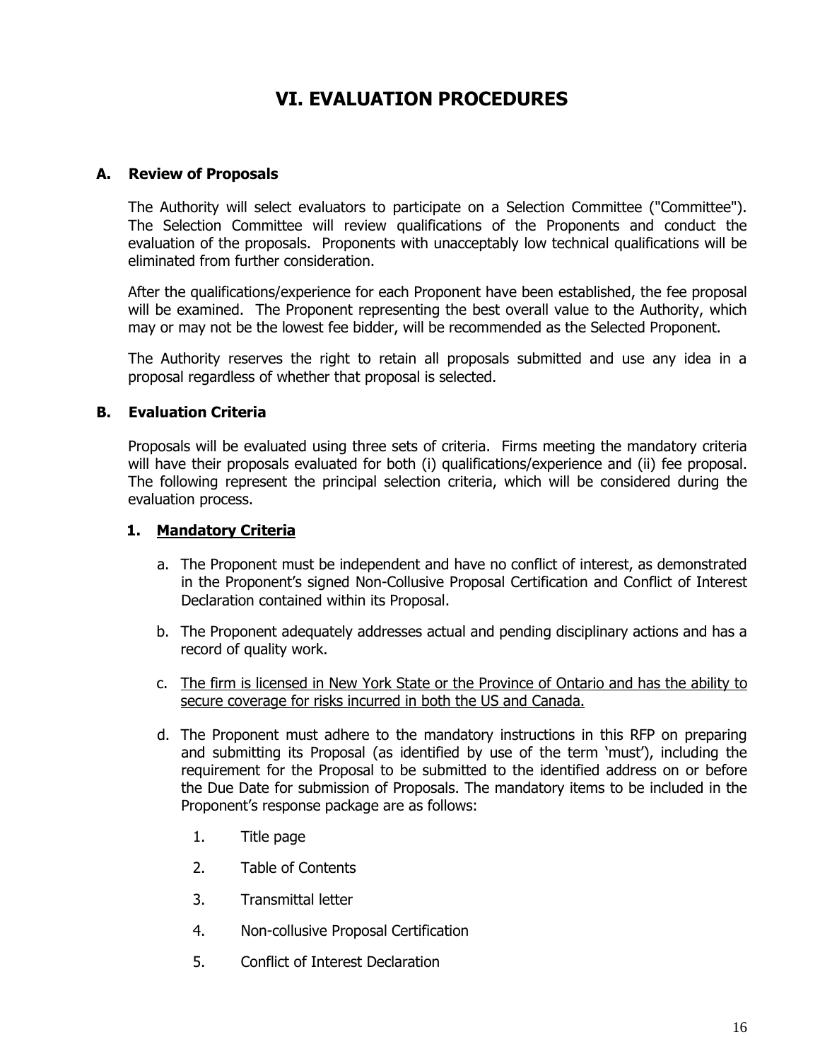# VI. EVALUATION PROCEDURES

## A. Review of Proposals

The Authority will select evaluators to participate on a Selection Committee ("Committee"). The Selection Committee will review qualifications of the Proponents and conduct the evaluation of the proposals. Proponents with unacceptably low technical qualifications will be eliminated from further consideration.

After the qualifications/experience for each Proponent have been established, the fee proposal will be examined. The Proponent representing the best overall value to the Authority, which may or may not be the lowest fee bidder, will be recommended as the Selected Proponent.

The Authority reserves the right to retain all proposals submitted and use any idea in a proposal regardless of whether that proposal is selected.

## B. Evaluation Criteria

Proposals will be evaluated using three sets of criteria. Firms meeting the mandatory criteria will have their proposals evaluated for both (i) qualifications/experience and (ii) fee proposal. The following represent the principal selection criteria, which will be considered during the evaluation process.

### 1. <u>Mandatory Criteria</u>

a. The Proponent must be independent and have no conflict of interest, as demonstrated in the Proponent's signed Non-Collusive Proposal Certification and Conflict of Interest Declaration contained within its Proposal.

b. The Proponent adequately addresses actual and pending disciplinary actions and has a record of quality work.

c. <u>The firm is licensed in New York State or the Province of Ontario and has the ability to secure coverage for risks incurred in both the US and Canada.</u>

d. The Proponent must adhere to the mandatory instructions in this RFP on preparing and submitting its Proposal (as identified by use of the term 'must'), including the requirement for the Proposal to be submitted to the identified address on or before the Due Date for submission of Proposals. The mandatory items to be included in the Proponent's response package are as follows:

   1. Title page
   2. Table of Contents
   3. Transmittal letter
   4. Non-collusive Proposal Certification
   5. Conflict of Interest Declaration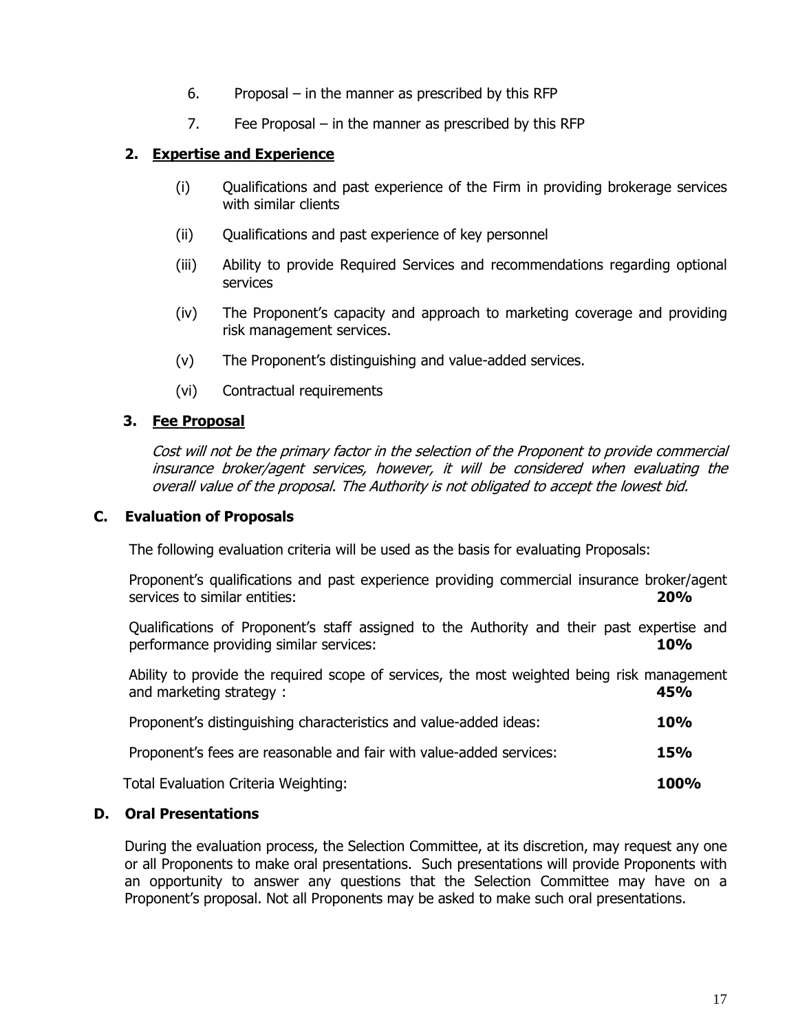6. Proposal – in the manner as prescribed by this RFP
7. Fee Proposal – in the manner as prescribed by this RFP

**2. Expertise and Experience**

(i) Qualifications and past experience of the Firm in providing brokerage services with similar clients

(ii) Qualifications and past experience of key personnel

(iii) Ability to provide Required Services and recommendations regarding optional services

(iv) The Proponent's capacity and approach to marketing coverage and providing risk management services.

(v) The Proponent's distinguishing and value-added services.

(vi) Contractual requirements

**3. Fee Proposal**

*Cost will not be the primary factor in the selection of the Proponent to provide commercial insurance broker/agent services, however, it will be considered when evaluating the overall value of the proposal. The Authority is not obligated to accept the lowest bid.*

## C. Evaluation of Proposals

The following evaluation criteria will be used as the basis for evaluating Proposals:

| | |
|---|---|
| Proponent's qualifications and past experience providing commercial insurance broker/agent services to similar entities: | **20%** |
| Qualifications of Proponent's staff assigned to the Authority and their past expertise and performance providing similar services: | **10%** |
| Ability to provide the required scope of services, the most weighted being risk management and marketing strategy : | **45%** |
| Proponent's distinguishing characteristics and value-added ideas: | **10%** |
| Proponent's fees are reasonable and fair with value-added services: | **15%** |
| Total Evaluation Criteria Weighting: | **100%** |

## D. Oral Presentations

During the evaluation process, the Selection Committee, at its discretion, may request any one or all Proponents to make oral presentations. Such presentations will provide Proponents with an opportunity to answer any questions that the Selection Committee may have on a Proponent's proposal. Not all Proponents may be asked to make such oral presentations.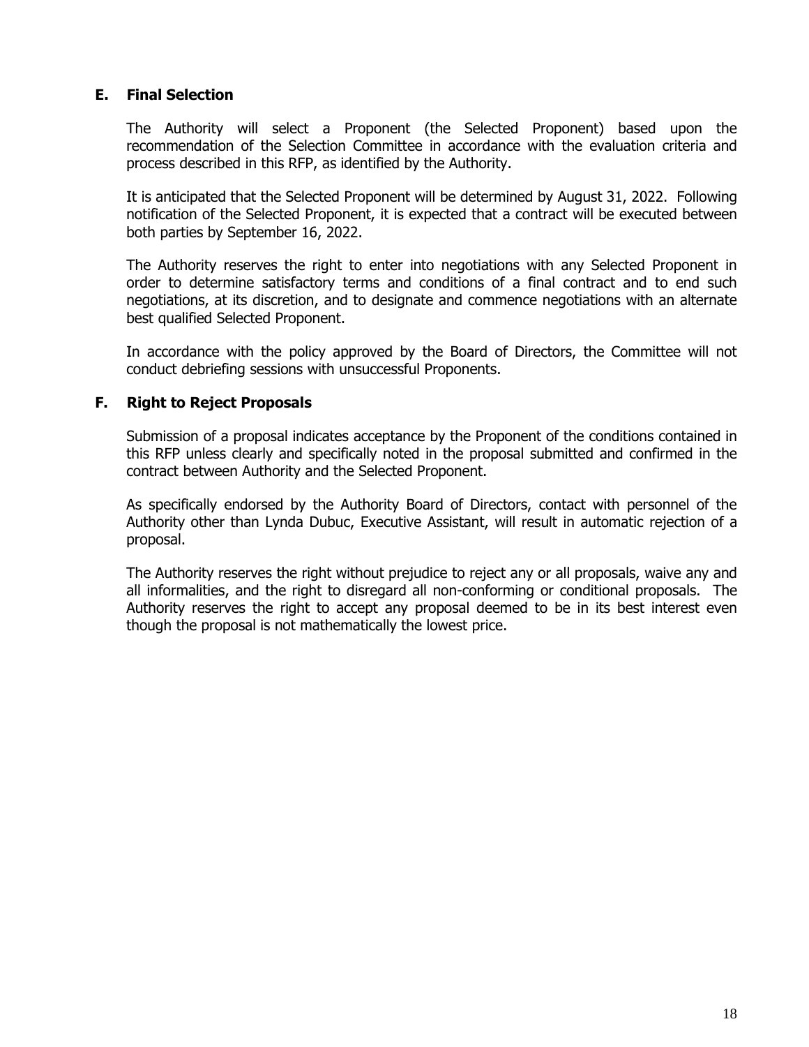## E. Final Selection

The Authority will select a Proponent (the Selected Proponent) based upon the recommendation of the Selection Committee in accordance with the evaluation criteria and process described in this RFP, as identified by the Authority.

It is anticipated that the Selected Proponent will be determined by August 31, 2022. Following notification of the Selected Proponent, it is expected that a contract will be executed between both parties by September 16, 2022.

The Authority reserves the right to enter into negotiations with any Selected Proponent in order to determine satisfactory terms and conditions of a final contract and to end such negotiations, at its discretion, and to designate and commence negotiations with an alternate best qualified Selected Proponent.

In accordance with the policy approved by the Board of Directors, the Committee will not conduct debriefing sessions with unsuccessful Proponents.

## F. Right to Reject Proposals

Submission of a proposal indicates acceptance by the Proponent of the conditions contained in this RFP unless clearly and specifically noted in the proposal submitted and confirmed in the contract between Authority and the Selected Proponent.

As specifically endorsed by the Authority Board of Directors, contact with personnel of the Authority other than Lynda Dubuc, Executive Assistant, will result in automatic rejection of a proposal.

The Authority reserves the right without prejudice to reject any or all proposals, waive any and all informalities, and the right to disregard all non-conforming or conditional proposals. The Authority reserves the right to accept any proposal deemed to be in its best interest even though the proposal is not mathematically the lowest price.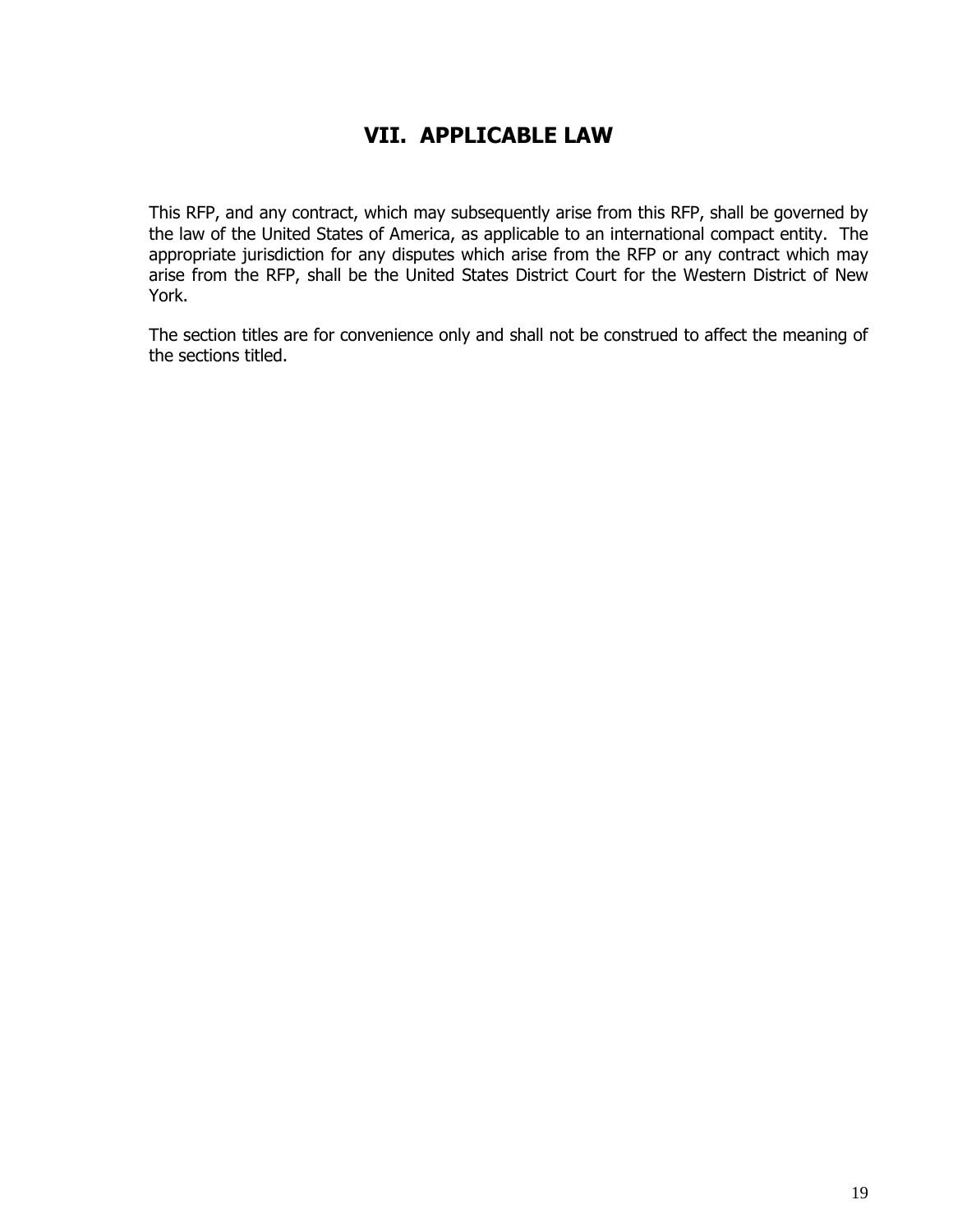# VII. APPLICABLE LAW

This RFP, and any contract, which may subsequently arise from this RFP, shall be governed by the law of the United States of America, as applicable to an international compact entity. The appropriate jurisdiction for any disputes which arise from the RFP or any contract which may arise from the RFP, shall be the United States District Court for the Western District of New York.

The section titles are for convenience only and shall not be construed to affect the meaning of the sections titled.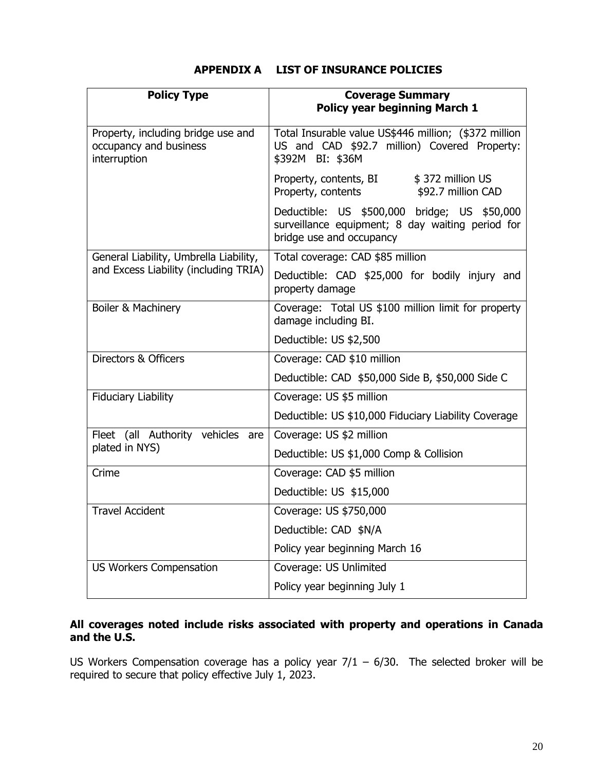## APPENDIX A LIST OF INSURANCE POLICIES

| Policy Type | Coverage Summary<br>Policy year beginning March 1 |
|---|---|
| Property, including bridge use and occupancy and business interruption | Total Insurable value US$446 million; ($372 million US and CAD $92.7 million) Covered Property: $392M BI: $36M<br><br>Property, contents, BI $ 372 million US<br>Property, contents $92.7 million CAD<br><br>Deductible: US $500,000 bridge; US $50,000 surveillance equipment; 8 day waiting period for bridge use and occupancy |
| General Liability, Umbrella Liability, and Excess Liability (including TRIA) | Total coverage: CAD $85 million<br><br>Deductible: CAD $25,000 for bodily injury and property damage |
| Boiler & Machinery | Coverage: Total US $100 million limit for property damage including BI.<br><br>Deductible: US $2,500 |
| Directors & Officers | Coverage: CAD $10 million<br><br>Deductible: CAD $50,000 Side B, $50,000 Side C |
| Fiduciary Liability | Coverage: US $5 million<br><br>Deductible: US $10,000 Fiduciary Liability Coverage |
| Fleet (all Authority vehicles are plated in NYS) | Coverage: US $2 million<br><br>Deductible: US $1,000 Comp & Collision |
| Crime | Coverage: CAD $5 million<br><br>Deductible: US $15,000 |
| Travel Accident | Coverage: US $750,000<br><br>Deductible: CAD $N/A<br><br>Policy year beginning March 16 |
| US Workers Compensation | Coverage: US Unlimited<br><br>Policy year beginning July 1 |

**All coverages noted include risks associated with property and operations in Canada and the U.S.**

US Workers Compensation coverage has a policy year 7/1 – 6/30. The selected broker will be required to secure that policy effective July 1, 2023.